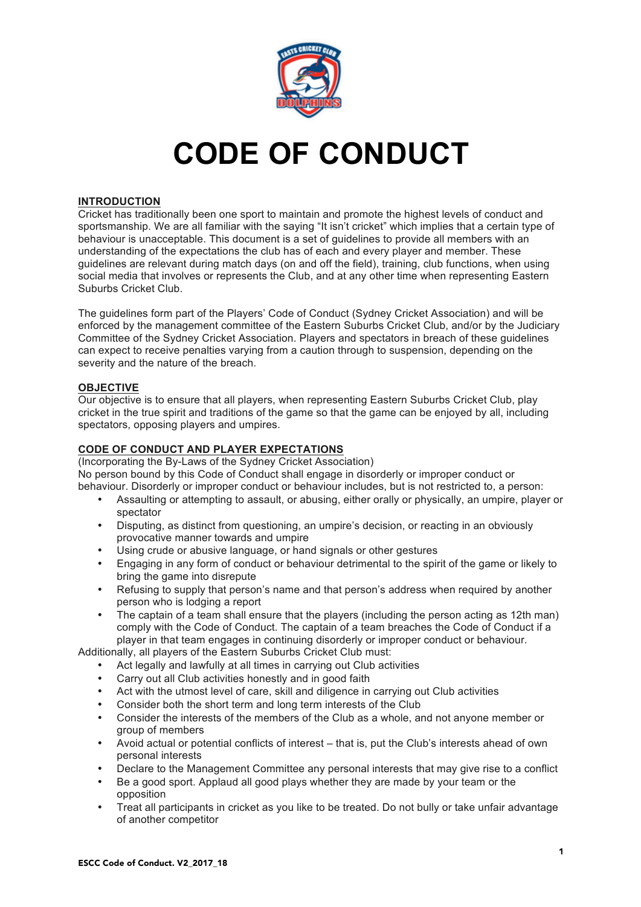# CODE OF CONDUCT

## INTRODUCTION

Cricket has traditionally been one sport to maintain and promote the highest levels of conduct and sportsmanship. We are all familiar with the saying "It isn't cricket" which implies that a certain type of behaviour is unacceptable. This document is a set of guidelines to provide all members with an understanding of the expectations the club has of each and every player and member. These guidelines are relevant during match days (on and off the field), training, club functions, when using social media that involves or represents the Club, and at any other time when representing Eastern Suburbs Cricket Club.

The guidelines form part of the Players' Code of Conduct (Sydney Cricket Association) and will be enforced by the management committee of the Eastern Suburbs Cricket Club, and/or by the Judiciary Committee of the Sydney Cricket Association. Players and spectators in breach of these guidelines can expect to receive penalties varying from a caution through to suspension, depending on the severity and the nature of the breach.

## OBJECTIVE

Our objective is to ensure that all players, when representing Eastern Suburbs Cricket Club, play cricket in the true spirit and traditions of the game so that the game can be enjoyed by all, including spectators, opposing players and umpires.

## CODE OF CONDUCT AND PLAYER EXPECTATIONS

(Incorporating the By-Laws of the Sydney Cricket Association)

No person bound by this Code of Conduct shall engage in disorderly or improper conduct or behaviour. Disorderly or improper conduct or behaviour includes, but is not restricted to, a person:

- Assaulting or attempting to assault, or abusing, either orally or physically, an umpire, player or spectator
- Disputing, as distinct from questioning, an umpire's decision, or reacting in an obviously provocative manner towards and umpire
- Using crude or abusive language, or hand signals or other gestures
- Engaging in any form of conduct or behaviour detrimental to the spirit of the game or likely to bring the game into disrepute
- Refusing to supply that person's name and that person's address when required by another person who is lodging a report
- The captain of a team shall ensure that the players (including the person acting as 12th man) comply with the Code of Conduct. The captain of a team breaches the Code of Conduct if a player in that team engages in continuing disorderly or improper conduct or behaviour.

Additionally, all players of the Eastern Suburbs Cricket Club must:

- Act legally and lawfully at all times in carrying out Club activities
- Carry out all Club activities honestly and in good faith
- Act with the utmost level of care, skill and diligence in carrying out Club activities
- Consider both the short term and long term interests of the Club
- Consider the interests of the members of the Club as a whole, and not anyone member or group of members
- Avoid actual or potential conflicts of interest – that is, put the Club's interests ahead of own personal interests
- Declare to the Management Committee any personal interests that may give rise to a conflict
- Be a good sport. Applaud all good plays whether they are made by your team or the opposition
- Treat all participants in cricket as you like to be treated. Do not bully or take unfair advantage of another competitor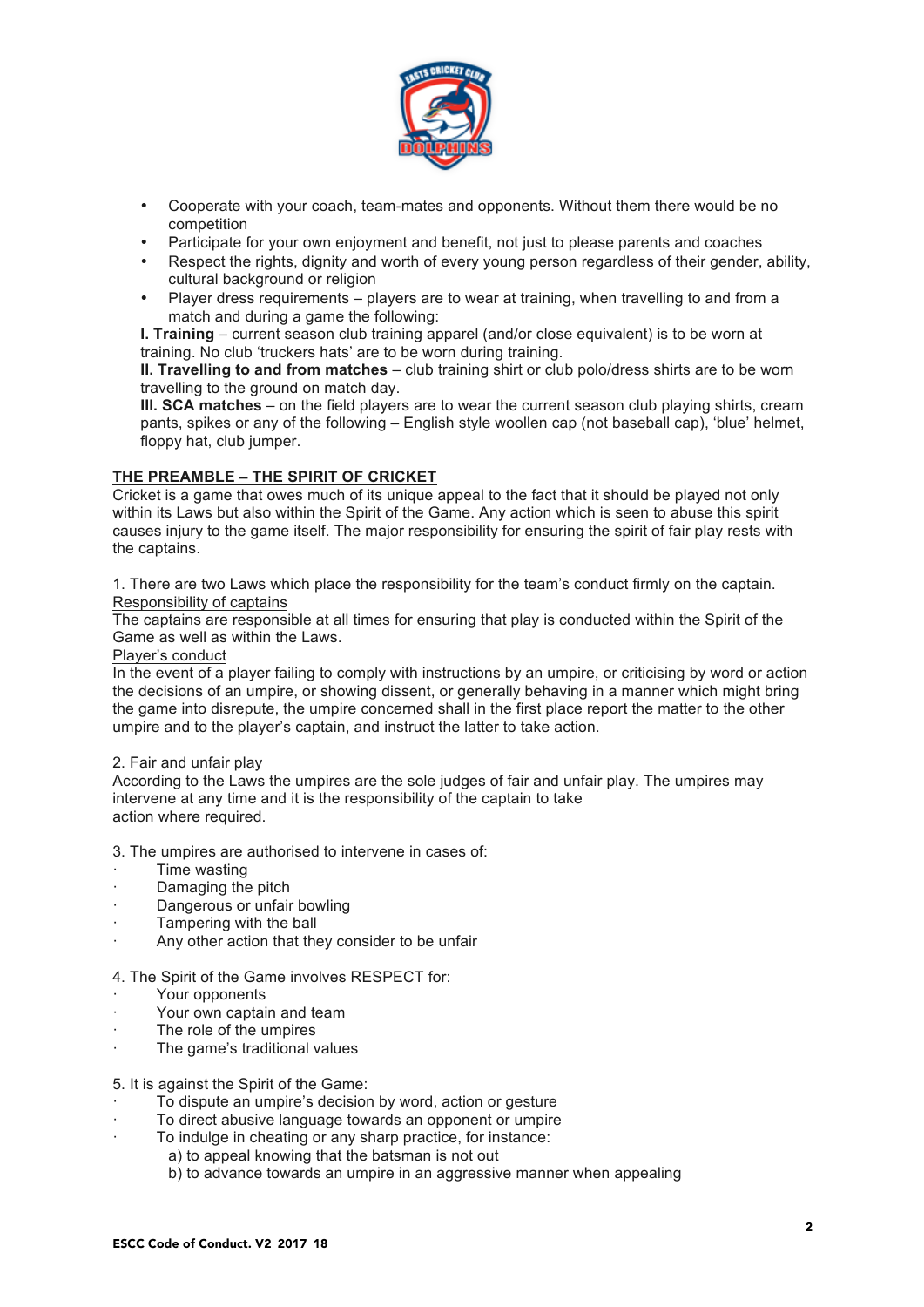- Cooperate with your coach, team-mates and opponents. Without them there would be no competition
- Participate for your own enjoyment and benefit, not just to please parents and coaches
- Respect the rights, dignity and worth of every young person regardless of their gender, ability, cultural background or religion
- Player dress requirements – players are to wear at training, when travelling to and from a match and during a game the following:

**I. Training** – current season club training apparel (and/or close equivalent) is to be worn at training. No club 'truckers hats' are to be worn during training.
**II. Travelling to and from matches** – club training shirt or club polo/dress shirts are to be worn travelling to the ground on match day.
**III. SCA matches** – on the field players are to wear the current season club playing shirts, cream pants, spikes or any of the following – English style woollen cap (not baseball cap), 'blue' helmet, floppy hat, club jumper.

## THE PREAMBLE – THE SPIRIT OF CRICKET

Cricket is a game that owes much of its unique appeal to the fact that it should be played not only within its Laws but also within the Spirit of the Game. Any action which is seen to abuse this spirit causes injury to the game itself. The major responsibility for ensuring the spirit of fair play rests with the captains.

1. There are two Laws which place the responsibility for the team's conduct firmly on the captain.

<u>Responsibility of captains</u>
The captains are responsible at all times for ensuring that play is conducted within the Spirit of the Game as well as within the Laws.

<u>Player's conduct</u>
In the event of a player failing to comply with instructions by an umpire, or criticising by word or action the decisions of an umpire, or showing dissent, or generally behaving in a manner which might bring the game into disrepute, the umpire concerned shall in the first place report the matter to the other umpire and to the player's captain, and instruct the latter to take action.

2. Fair and unfair play
According to the Laws the umpires are the sole judges of fair and unfair play. The umpires may intervene at any time and it is the responsibility of the captain to take action where required.

3. The umpires are authorised to intervene in cases of:
- Time wasting
- Damaging the pitch
- Dangerous or unfair bowling
- Tampering with the ball
- Any other action that they consider to be unfair

4. The Spirit of the Game involves RESPECT for:
- Your opponents
- Your own captain and team
- The role of the umpires
- The game's traditional values

5. It is against the Spirit of the Game:
- To dispute an umpire's decision by word, action or gesture
- To direct abusive language towards an opponent or umpire
- To indulge in cheating or any sharp practice, for instance:
  a) to appeal knowing that the batsman is not out
  b) to advance towards an umpire in an aggressive manner when appealing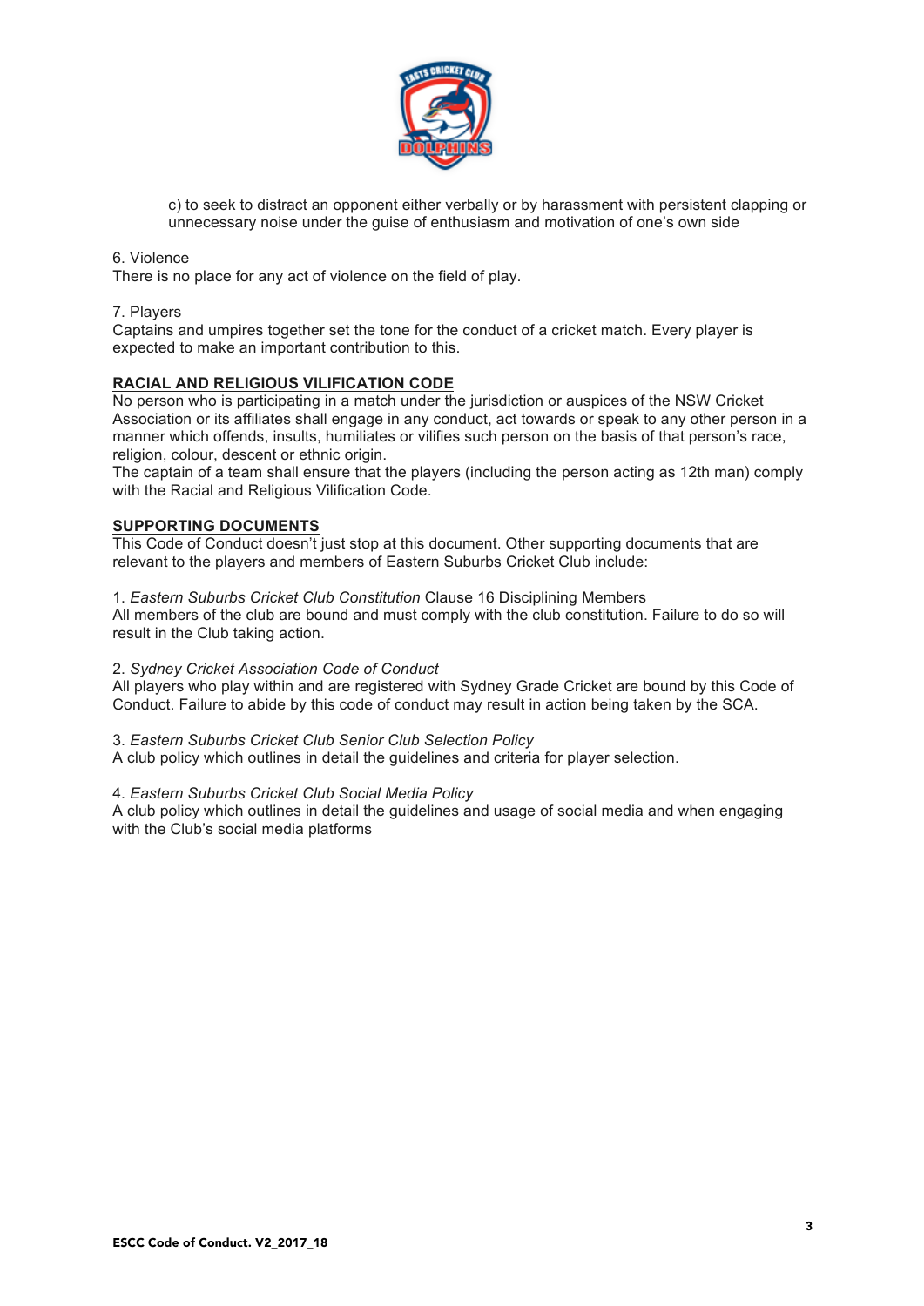c) to seek to distract an opponent either verbally or by harassment with persistent clapping or unnecessary noise under the guise of enthusiasm and motivation of one's own side

6. Violence

There is no place for any act of violence on the field of play.

7. Players

Captains and umpires together set the tone for the conduct of a cricket match. Every player is expected to make an important contribution to this.

## RACIAL AND RELIGIOUS VILIFICATION CODE

No person who is participating in a match under the jurisdiction or auspices of the NSW Cricket Association or its affiliates shall engage in any conduct, act towards or speak to any other person in a manner which offends, insults, humiliates or vilifies such person on the basis of that person's race, religion, colour, descent or ethnic origin.

The captain of a team shall ensure that the players (including the person acting as 12th man) comply with the Racial and Religious Vilification Code.

## SUPPORTING DOCUMENTS

This Code of Conduct doesn't just stop at this document. Other supporting documents that are relevant to the players and members of Eastern Suburbs Cricket Club include:

1. *Eastern Suburbs Cricket Club Constitution* Clause 16 Disciplining Members

All members of the club are bound and must comply with the club constitution. Failure to do so will result in the Club taking action.

2. *Sydney Cricket Association Code of Conduct*

All players who play within and are registered with Sydney Grade Cricket are bound by this Code of Conduct. Failure to abide by this code of conduct may result in action being taken by the SCA.

3. *Eastern Suburbs Cricket Club Senior Club Selection Policy*

A club policy which outlines in detail the guidelines and criteria for player selection.

4. *Eastern Suburbs Cricket Club Social Media Policy*

A club policy which outlines in detail the guidelines and usage of social media and when engaging with the Club's social media platforms